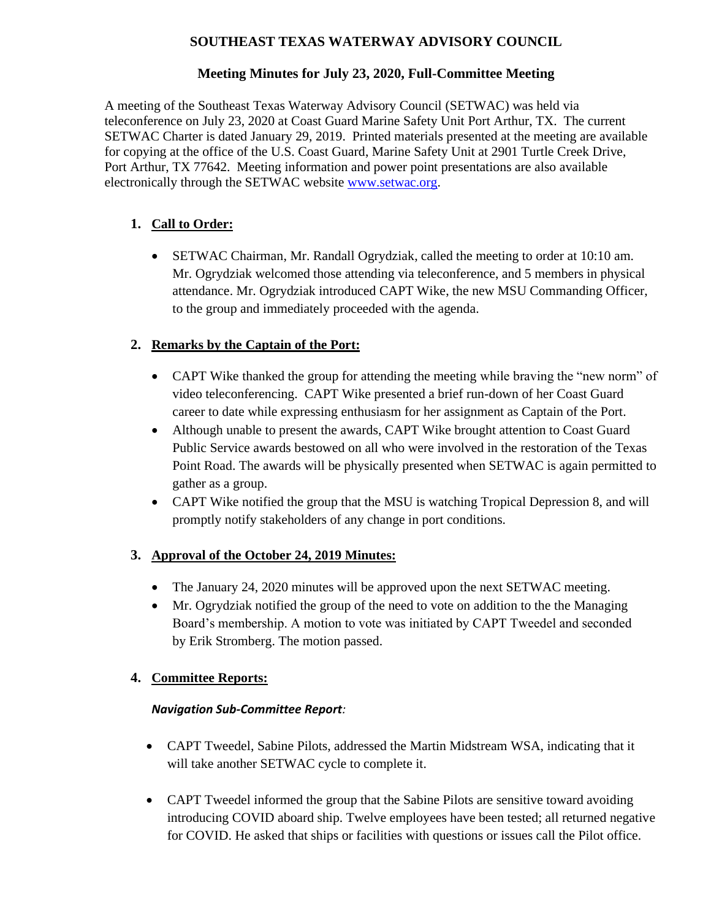# SOUTHEAST TEXAS WATERWAY ADVISORY COUNCIL

## Meeting Minutes for July 23, 2020, Full-Committee Meeting

A meeting of the Southeast Texas Waterway Advisory Council (SETWAC) was held via teleconference on July 23, 2020 at Coast Guard Marine Safety Unit Port Arthur, TX. The current SETWAC Charter is dated January 29, 2019. Printed materials presented at the meeting are available for copying at the office of the U.S. Coast Guard, Marine Safety Unit at 2901 Turtle Creek Drive, Port Arthur, TX 77642. Meeting information and power point presentations are also available electronically through the SETWAC website [www.setwac.org](http://www.setwac.org).

1. **Call to Order:**

    - SETWAC Chairman, Mr. Randall Ogrydziak, called the meeting to order at 10:10 am. Mr. Ogrydziak welcomed those attending via teleconference, and 5 members in physical attendance. Mr. Ogrydziak introduced CAPT Wike, the new MSU Commanding Officer, to the group and immediately proceeded with the agenda.

2. **Remarks by the Captain of the Port:**

    - CAPT Wike thanked the group for attending the meeting while braving the "new norm" of video teleconferencing. CAPT Wike presented a brief run-down of her Coast Guard career to date while expressing enthusiasm for her assignment as Captain of the Port.
    - Although unable to present the awards, CAPT Wike brought attention to Coast Guard Public Service awards bestowed on all who were involved in the restoration of the Texas Point Road. The awards will be physically presented when SETWAC is again permitted to gather as a group.
    - CAPT Wike notified the group that the MSU is watching Tropical Depression 8, and will promptly notify stakeholders of any change in port conditions.

3. **Approval of the October 24, 2019 Minutes:**

    - The January 24, 2020 minutes will be approved upon the next SETWAC meeting.
    - Mr. Ogrydziak notified the group of the need to vote on addition to the the Managing Board's membership. A motion to vote was initiated by CAPT Tweedel and seconded by Erik Stromberg. The motion passed.

4. **Committee Reports:**

    ***Navigation Sub-Committee Report:***

    - CAPT Tweedel, Sabine Pilots, addressed the Martin Midstream WSA, indicating that it will take another SETWAC cycle to complete it.

    - CAPT Tweedel informed the group that the Sabine Pilots are sensitive toward avoiding introducing COVID aboard ship. Twelve employees have been tested; all returned negative for COVID. He asked that ships or facilities with questions or issues call the Pilot office.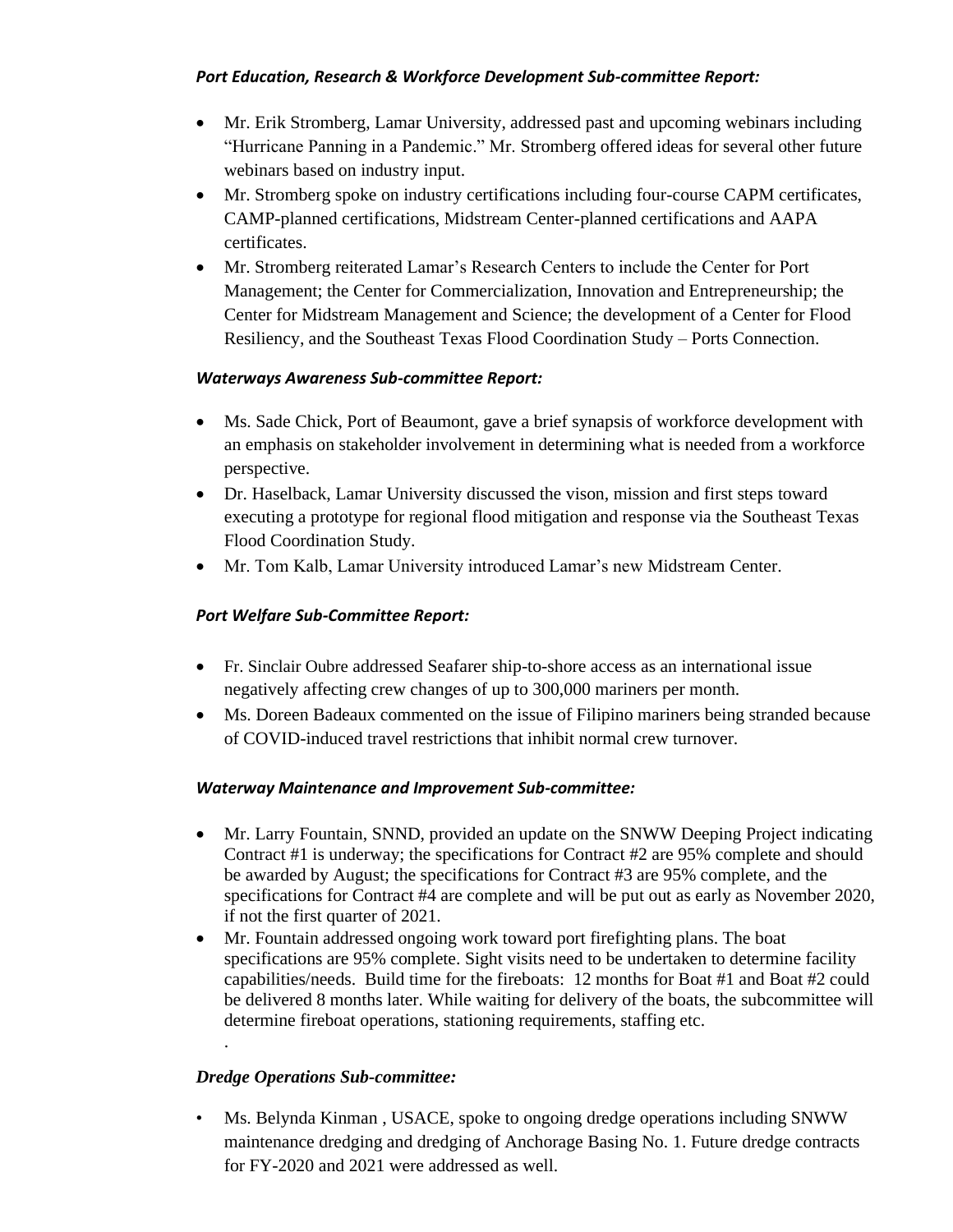***Port Education, Research & Workforce Development Sub-committee Report:***

- Mr. Erik Stromberg, Lamar University, addressed past and upcoming webinars including "Hurricane Panning in a Pandemic." Mr. Stromberg offered ideas for several other future webinars based on industry input.
- Mr. Stromberg spoke on industry certifications including four-course CAPM certificates, CAMP-planned certifications, Midstream Center-planned certifications and AAPA certificates.
- Mr. Stromberg reiterated Lamar's Research Centers to include the Center for Port Management; the Center for Commercialization, Innovation and Entrepreneurship; the Center for Midstream Management and Science; the development of a Center for Flood Resiliency, and the Southeast Texas Flood Coordination Study – Ports Connection.

***Waterways Awareness Sub-committee Report:***

- Ms. Sade Chick, Port of Beaumont, gave a brief synapsis of workforce development with an emphasis on stakeholder involvement in determining what is needed from a workforce perspective.
- Dr. Haselback, Lamar University discussed the vison, mission and first steps toward executing a prototype for regional flood mitigation and response via the Southeast Texas Flood Coordination Study.
- Mr. Tom Kalb, Lamar University introduced Lamar's new Midstream Center.

***Port Welfare Sub-Committee Report:***

- Fr. Sinclair Oubre addressed Seafarer ship-to-shore access as an international issue negatively affecting crew changes of up to 300,000 mariners per month.
- Ms. Doreen Badeaux commented on the issue of Filipino mariners being stranded because of COVID-induced travel restrictions that inhibit normal crew turnover.

***Waterway Maintenance and Improvement Sub-committee:***

- Mr. Larry Fountain, SNND, provided an update on the SNWW Deeping Project indicating Contract #1 is underway; the specifications for Contract #2 are 95% complete and should be awarded by August; the specifications for Contract #3 are 95% complete, and the specifications for Contract #4 are complete and will be put out as early as November 2020, if not the first quarter of 2021.
- Mr. Fountain addressed ongoing work toward port firefighting plans. The boat specifications are 95% complete. Sight visits need to be undertaken to determine facility capabilities/needs. Build time for the fireboats: 12 months for Boat #1 and Boat #2 could be delivered 8 months later. While waiting for delivery of the boats, the subcommittee will determine fireboat operations, stationing requirements, staffing etc.

***Dredge Operations Sub-committee:***

- Ms. Belynda Kinman , USACE, spoke to ongoing dredge operations including SNWW maintenance dredging and dredging of Anchorage Basing No. 1. Future dredge contracts for FY-2020 and 2021 were addressed as well.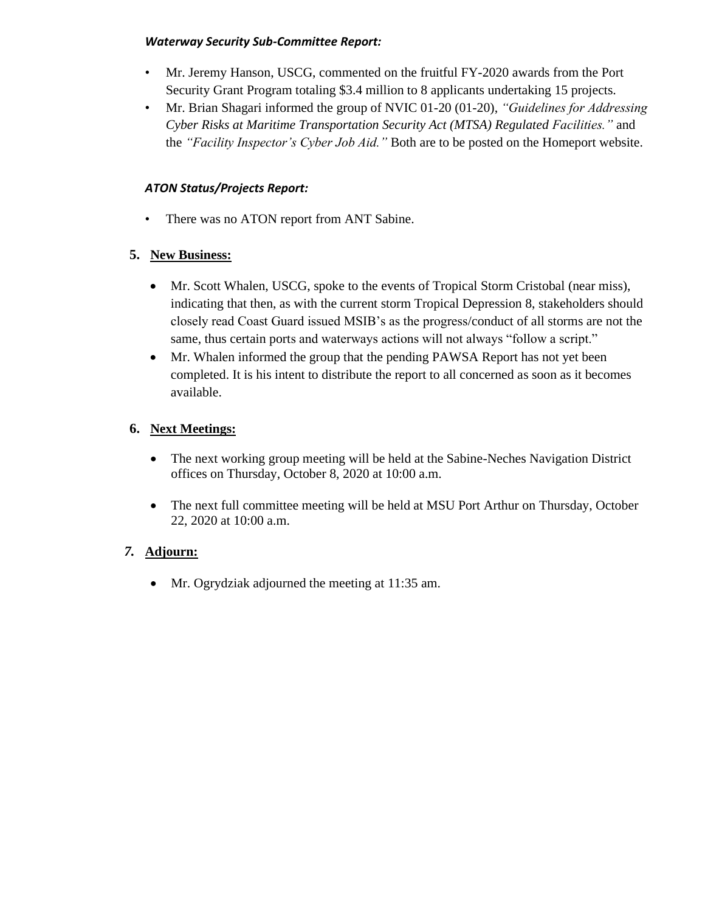***Waterway Security Sub-Committee Report:***

- Mr. Jeremy Hanson, USCG, commented on the fruitful FY-2020 awards from the Port Security Grant Program totaling $3.4 million to 8 applicants undertaking 15 projects.
- Mr. Brian Shagari informed the group of NVIC 01-20 (01-20), *"Guidelines for Addressing Cyber Risks at Maritime Transportation Security Act (MTSA) Regulated Facilities."* and the *"Facility Inspector's Cyber Job Aid."* Both are to be posted on the Homeport website.

***ATON Status/Projects Report:***

- There was no ATON report from ANT Sabine.

**5. <u>New Business:</u>**

- Mr. Scott Whalen, USCG, spoke to the events of Tropical Storm Cristobal (near miss), indicating that then, as with the current storm Tropical Depression 8, stakeholders should closely read Coast Guard issued MSIB's as the progress/conduct of all storms are not the same, thus certain ports and waterways actions will not always "follow a script."
- Mr. Whalen informed the group that the pending PAWSA Report has not yet been completed. It is his intent to distribute the report to all concerned as soon as it becomes available.

**6. <u>Next Meetings:</u>**

- The next working group meeting will be held at the Sabine-Neches Navigation District offices on Thursday, October 8, 2020 at 10:00 a.m.
- The next full committee meeting will be held at MSU Port Arthur on Thursday, October 22, 2020 at 10:00 a.m.

***7.* <u>Adjourn:</u>**

- Mr. Ogrydziak adjourned the meeting at 11:35 am.